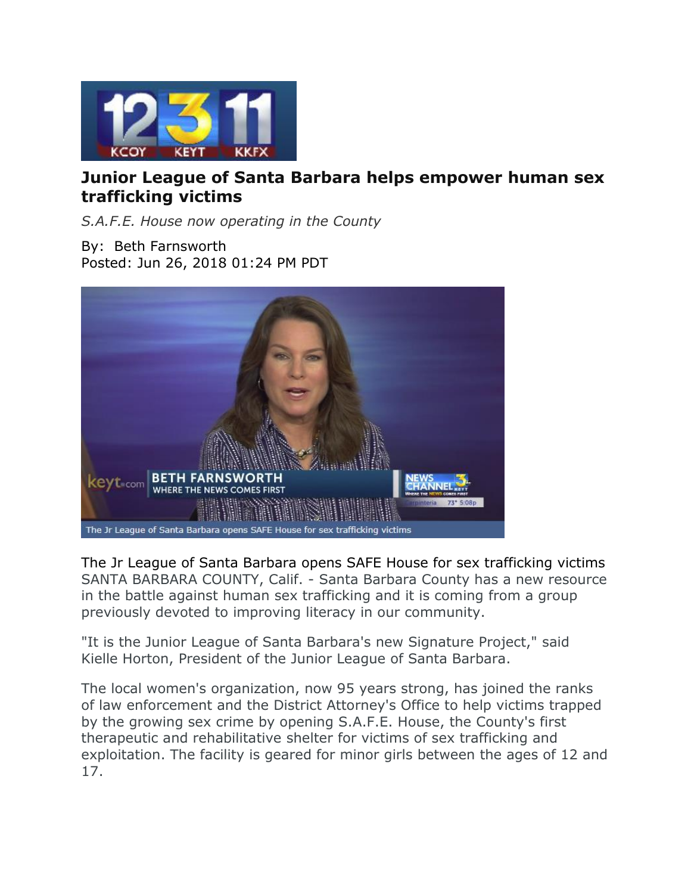# Junior League of Santa Barbara helps empower human sex trafficking victims

*S.A.F.E. House now operating in the County*

By: Beth Farnsworth
Posted: Jun 26, 2018 01:24 PM PDT

The Jr League of Santa Barbara opens SAFE House for sex trafficking victims

The Jr League of Santa Barbara opens SAFE House for sex trafficking victims
SANTA BARBARA COUNTY, Calif. - Santa Barbara County has a new resource in the battle against human sex trafficking and it is coming from a group previously devoted to improving literacy in our community.

"It is the Junior League of Santa Barbara's new Signature Project," said Kielle Horton, President of the Junior League of Santa Barbara.

The local women's organization, now 95 years strong, has joined the ranks of law enforcement and the District Attorney's Office to help victims trapped by the growing sex crime by opening S.A.F.E. House, the County's first therapeutic and rehabilitative shelter for victims of sex trafficking and exploitation. The facility is geared for minor girls between the ages of 12 and 17.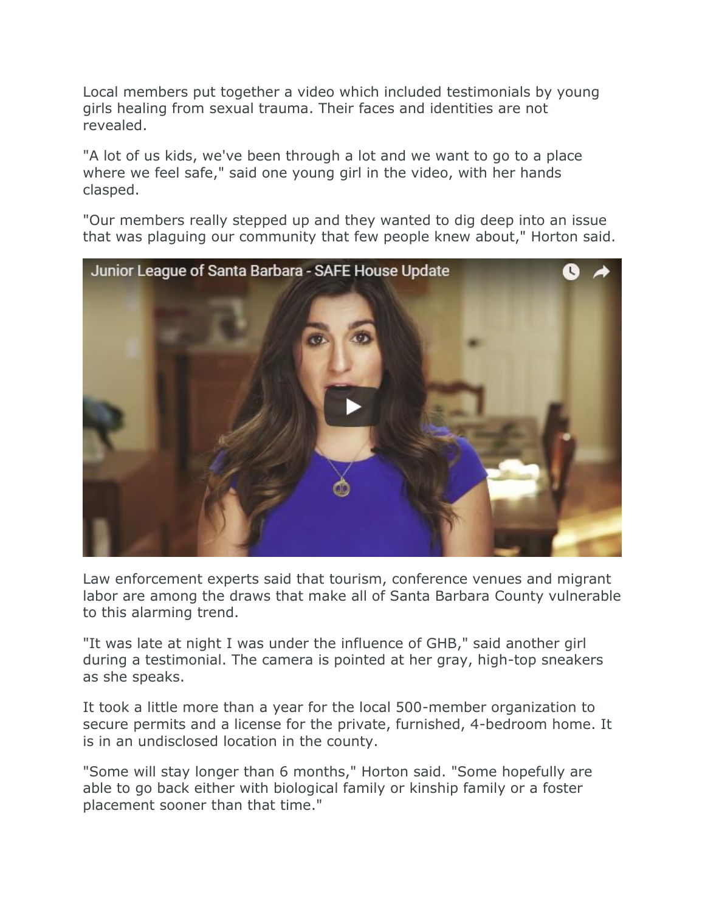Local members put together a video which included testimonials by young girls healing from sexual trauma. Their faces and identities are not revealed.

"A lot of us kids, we've been through a lot and we want to go to a place where we feel safe," said one young girl in the video, with her hands clasped.

"Our members really stepped up and they wanted to dig deep into an issue that was plaguing our community that few people knew about," Horton said.

Junior League of Santa Barbara - SAFE House Update

Law enforcement experts said that tourism, conference venues and migrant labor are among the draws that make all of Santa Barbara County vulnerable to this alarming trend.

"It was late at night I was under the influence of GHB," said another girl during a testimonial. The camera is pointed at her gray, high-top sneakers as she speaks.

It took a little more than a year for the local 500-member organization to secure permits and a license for the private, furnished, 4-bedroom home. It is in an undisclosed location in the county.

"Some will stay longer than 6 months," Horton said. "Some hopefully are able to go back either with biological family or kinship family or a foster placement sooner than that time."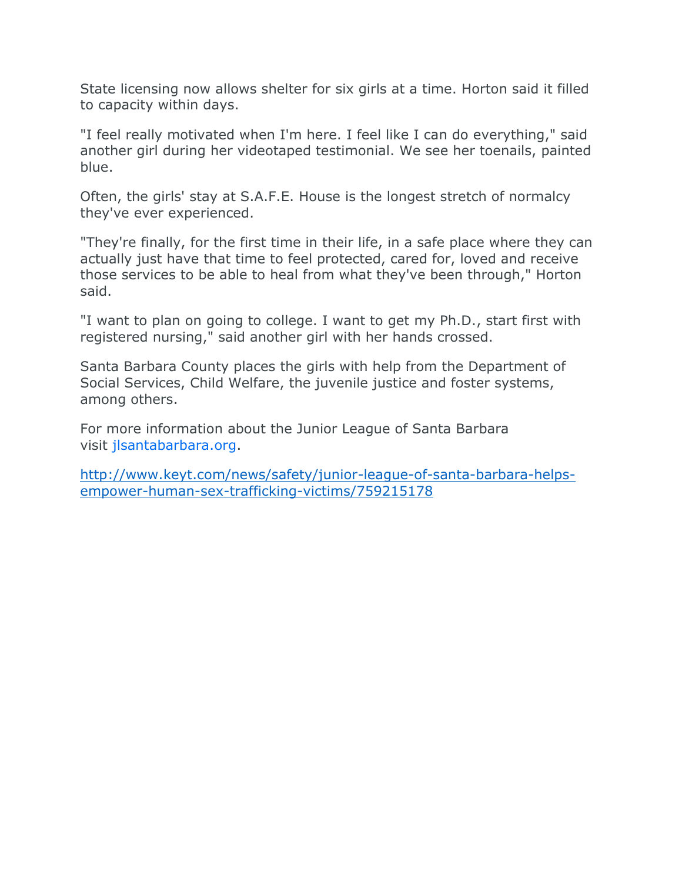State licensing now allows shelter for six girls at a time. Horton said it filled to capacity within days.

"I feel really motivated when I'm here. I feel like I can do everything," said another girl during her videotaped testimonial. We see her toenails, painted blue.

Often, the girls' stay at S.A.F.E. House is the longest stretch of normalcy they've ever experienced.

"They're finally, for the first time in their life, in a safe place where they can actually just have that time to feel protected, cared for, loved and receive those services to be able to heal from what they've been through," Horton said.

"I want to plan on going to college. I want to get my Ph.D., start first with registered nursing," said another girl with her hands crossed.

Santa Barbara County places the girls with help from the Department of Social Services, Child Welfare, the juvenile justice and foster systems, among others.

For more information about the Junior League of Santa Barbara visit [jlsantabarbara.org](jlsantabarbara.org).

[http://www.keyt.com/news/safety/junior-league-of-santa-barbara-helps-empower-human-sex-trafficking-victims/759215178](http://www.keyt.com/news/safety/junior-league-of-santa-barbara-helps-empower-human-sex-trafficking-victims/759215178)